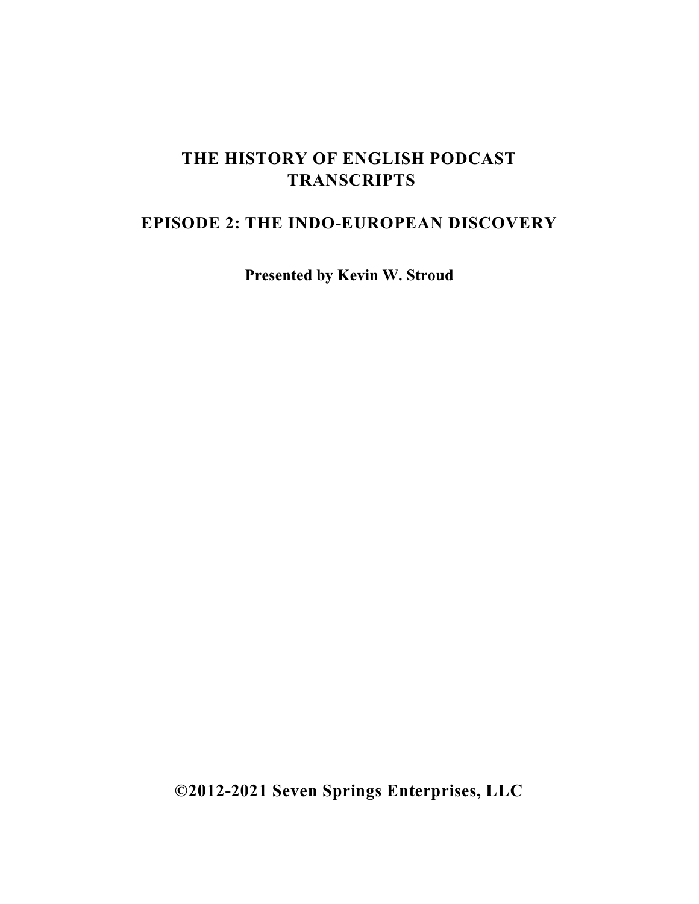# THE HISTORY OF ENGLISH PODCAST TRANSCRIPTS

## EPISODE 2: THE INDO-EUROPEAN DISCOVERY

**Presented by Kevin W. Stroud**

**©2012-2021 Seven Springs Enterprises, LLC**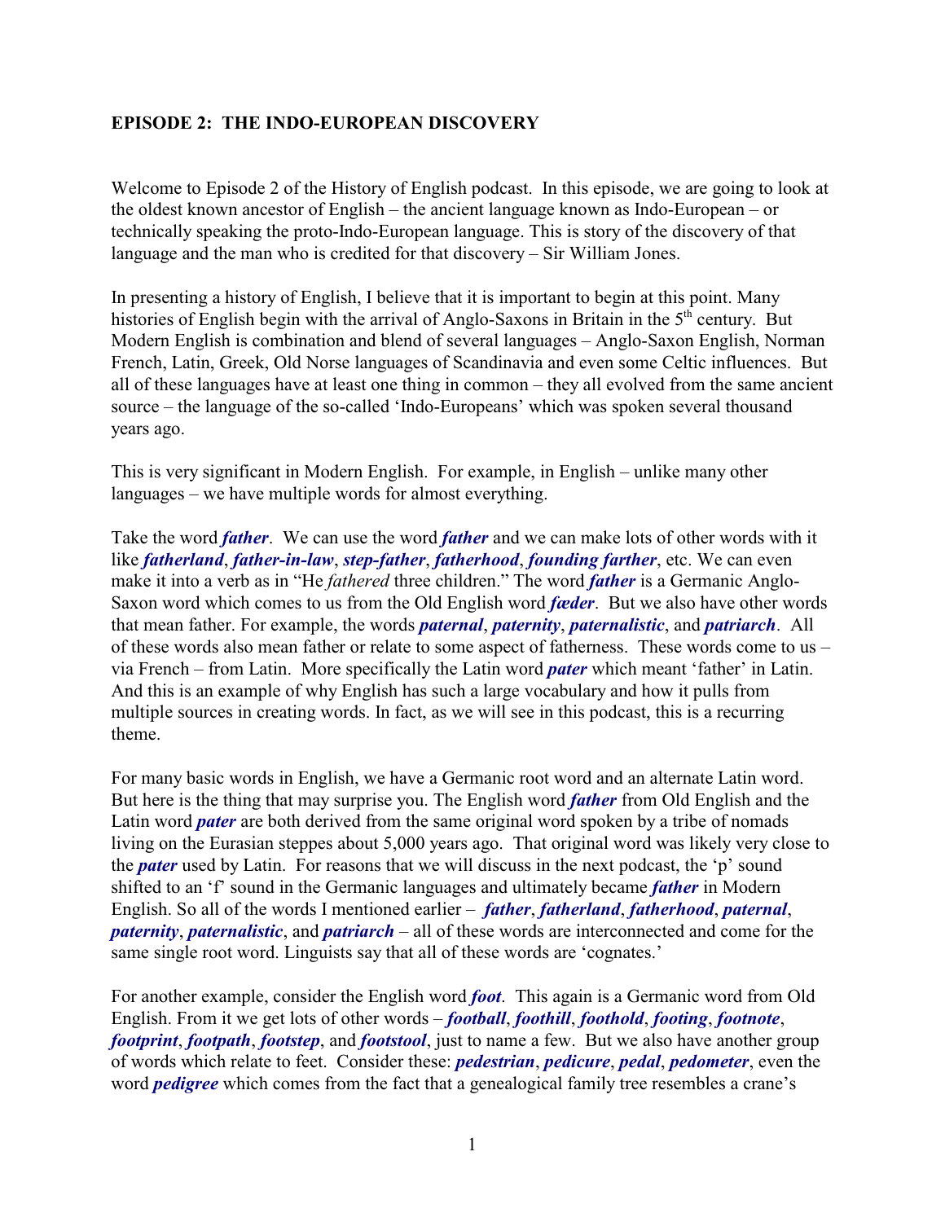**EPISODE 2: THE INDO-EUROPEAN DISCOVERY**

Welcome to Episode 2 of the History of English podcast. In this episode, we are going to look at the oldest known ancestor of English – the ancient language known as Indo-European – or technically speaking the proto-Indo-European language. This is story of the discovery of that language and the man who is credited for that discovery – Sir William Jones.

In presenting a history of English, I believe that it is important to begin at this point. Many histories of English begin with the arrival of Anglo-Saxons in Britain in the 5th century. But Modern English is combination and blend of several languages – Anglo-Saxon English, Norman French, Latin, Greek, Old Norse languages of Scandinavia and even some Celtic influences. But all of these languages have at least one thing in common – they all evolved from the same ancient source – the language of the so-called 'Indo-Europeans' which was spoken several thousand years ago.

This is very significant in Modern English. For example, in English – unlike many other languages – we have multiple words for almost everything.

Take the word ***father***. We can use the word ***father*** and we can make lots of other words with it like ***fatherland***, ***father-in-law***, ***step-father***, ***fatherhood***, ***founding farther***, etc. We can even make it into a verb as in "He *fathered* three children." The word ***father*** is a Germanic Anglo-Saxon word which comes to us from the Old English word ***fæder***. But we also have other words that mean father. For example, the words ***paternal***, ***paternity***, ***paternalistic***, and ***patriarch***. All of these words also mean father or relate to some aspect of fatherness. These words come to us – via French – from Latin. More specifically the Latin word ***pater*** which meant 'father' in Latin. And this is an example of why English has such a large vocabulary and how it pulls from multiple sources in creating words. In fact, as we will see in this podcast, this is a recurring theme.

For many basic words in English, we have a Germanic root word and an alternate Latin word. But here is the thing that may surprise you. The English word ***father*** from Old English and the Latin word ***pater*** are both derived from the same original word spoken by a tribe of nomads living on the Eurasian steppes about 5,000 years ago. That original word was likely very close to the ***pater*** used by Latin. For reasons that we will discuss in the next podcast, the 'p' sound shifted to an 'f' sound in the Germanic languages and ultimately became ***father*** in Modern English. So all of the words I mentioned earlier – ***father***, ***fatherland***, ***fatherhood***, ***paternal***, ***paternity***, ***paternalistic***, and ***patriarch*** – all of these words are interconnected and come for the same single root word. Linguists say that all of these words are 'cognates.'

For another example, consider the English word ***foot***. This again is a Germanic word from Old English. From it we get lots of other words – ***football***, ***foothill***, ***foothold***, ***footing***, ***footnote***, ***footprint***, ***footpath***, ***footstep***, and ***footstool***, just to name a few. But we also have another group of words which relate to feet. Consider these: ***pedestrian***, ***pedicure***, ***pedal***, ***pedometer***, even the word ***pedigree*** which comes from the fact that a genealogical family tree resembles a crane's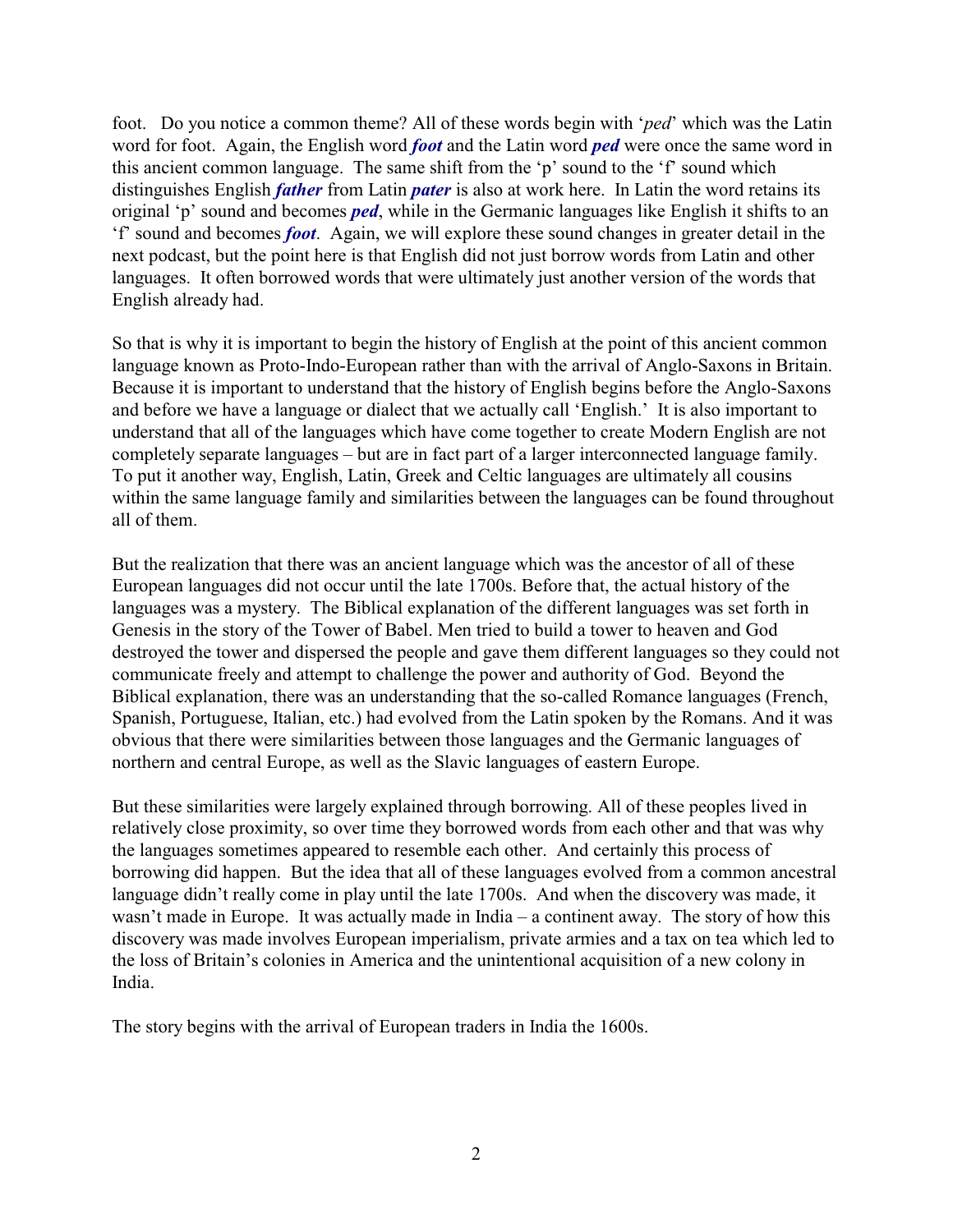foot. Do you notice a common theme? All of these words begin with '*ped*' which was the Latin word for foot. Again, the English word ***foot*** and the Latin word ***ped*** were once the same word in this ancient common language. The same shift from the 'p' sound to the 'f' sound which distinguishes English ***father*** from Latin ***pater*** is also at work here. In Latin the word retains its original 'p' sound and becomes ***ped***, while in the Germanic languages like English it shifts to an 'f' sound and becomes ***foot***. Again, we will explore these sound changes in greater detail in the next podcast, but the point here is that English did not just borrow words from Latin and other languages. It often borrowed words that were ultimately just another version of the words that English already had.

So that is why it is important to begin the history of English at the point of this ancient common language known as Proto-Indo-European rather than with the arrival of Anglo-Saxons in Britain. Because it is important to understand that the history of English begins before the Anglo-Saxons and before we have a language or dialect that we actually call 'English.' It is also important to understand that all of the languages which have come together to create Modern English are not completely separate languages – but are in fact part of a larger interconnected language family. To put it another way, English, Latin, Greek and Celtic languages are ultimately all cousins within the same language family and similarities between the languages can be found throughout all of them.

But the realization that there was an ancient language which was the ancestor of all of these European languages did not occur until the late 1700s. Before that, the actual history of the languages was a mystery. The Biblical explanation of the different languages was set forth in Genesis in the story of the Tower of Babel. Men tried to build a tower to heaven and God destroyed the tower and dispersed the people and gave them different languages so they could not communicate freely and attempt to challenge the power and authority of God. Beyond the Biblical explanation, there was an understanding that the so-called Romance languages (French, Spanish, Portuguese, Italian, etc.) had evolved from the Latin spoken by the Romans. And it was obvious that there were similarities between those languages and the Germanic languages of northern and central Europe, as well as the Slavic languages of eastern Europe.

But these similarities were largely explained through borrowing. All of these peoples lived in relatively close proximity, so over time they borrowed words from each other and that was why the languages sometimes appeared to resemble each other. And certainly this process of borrowing did happen. But the idea that all of these languages evolved from a common ancestral language didn't really come in play until the late 1700s. And when the discovery was made, it wasn't made in Europe. It was actually made in India – a continent away. The story of how this discovery was made involves European imperialism, private armies and a tax on tea which led to the loss of Britain's colonies in America and the unintentional acquisition of a new colony in India.

The story begins with the arrival of European traders in India the 1600s.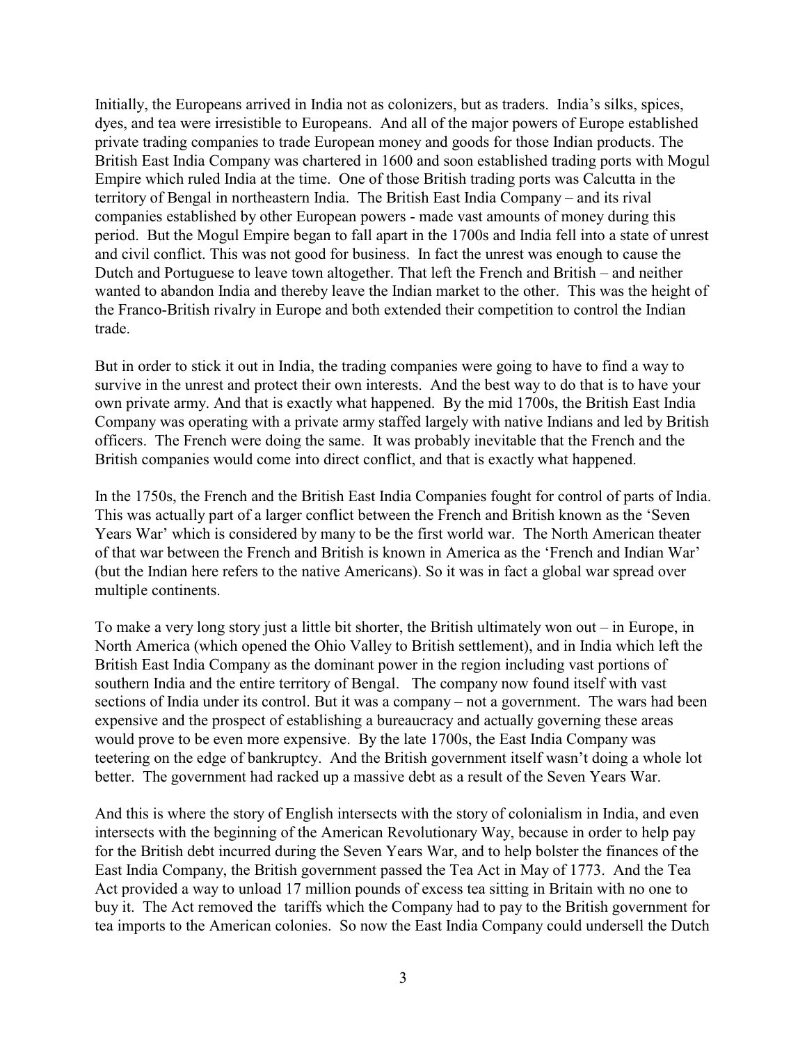Initially, the Europeans arrived in India not as colonizers, but as traders. India's silks, spices, dyes, and tea were irresistible to Europeans. And all of the major powers of Europe established private trading companies to trade European money and goods for those Indian products. The British East India Company was chartered in 1600 and soon established trading ports with Mogul Empire which ruled India at the time. One of those British trading ports was Calcutta in the territory of Bengal in northeastern India. The British East India Company – and its rival companies established by other European powers - made vast amounts of money during this period. But the Mogul Empire began to fall apart in the 1700s and India fell into a state of unrest and civil conflict. This was not good for business. In fact the unrest was enough to cause the Dutch and Portuguese to leave town altogether. That left the French and British – and neither wanted to abandon India and thereby leave the Indian market to the other. This was the height of the Franco-British rivalry in Europe and both extended their competition to control the Indian trade.

But in order to stick it out in India, the trading companies were going to have to find a way to survive in the unrest and protect their own interests. And the best way to do that is to have your own private army. And that is exactly what happened. By the mid 1700s, the British East India Company was operating with a private army staffed largely with native Indians and led by British officers. The French were doing the same. It was probably inevitable that the French and the British companies would come into direct conflict, and that is exactly what happened.

In the 1750s, the French and the British East India Companies fought for control of parts of India. This was actually part of a larger conflict between the French and British known as the 'Seven Years War' which is considered by many to be the first world war. The North American theater of that war between the French and British is known in America as the 'French and Indian War' (but the Indian here refers to the native Americans). So it was in fact a global war spread over multiple continents.

To make a very long story just a little bit shorter, the British ultimately won out – in Europe, in North America (which opened the Ohio Valley to British settlement), and in India which left the British East India Company as the dominant power in the region including vast portions of southern India and the entire territory of Bengal. The company now found itself with vast sections of India under its control. But it was a company – not a government. The wars had been expensive and the prospect of establishing a bureaucracy and actually governing these areas would prove to be even more expensive. By the late 1700s, the East India Company was teetering on the edge of bankruptcy. And the British government itself wasn't doing a whole lot better. The government had racked up a massive debt as a result of the Seven Years War.

And this is where the story of English intersects with the story of colonialism in India, and even intersects with the beginning of the American Revolutionary Way, because in order to help pay for the British debt incurred during the Seven Years War, and to help bolster the finances of the East India Company, the British government passed the Tea Act in May of 1773. And the Tea Act provided a way to unload 17 million pounds of excess tea sitting in Britain with no one to buy it. The Act removed the tariffs which the Company had to pay to the British government for tea imports to the American colonies. So now the East India Company could undersell the Dutch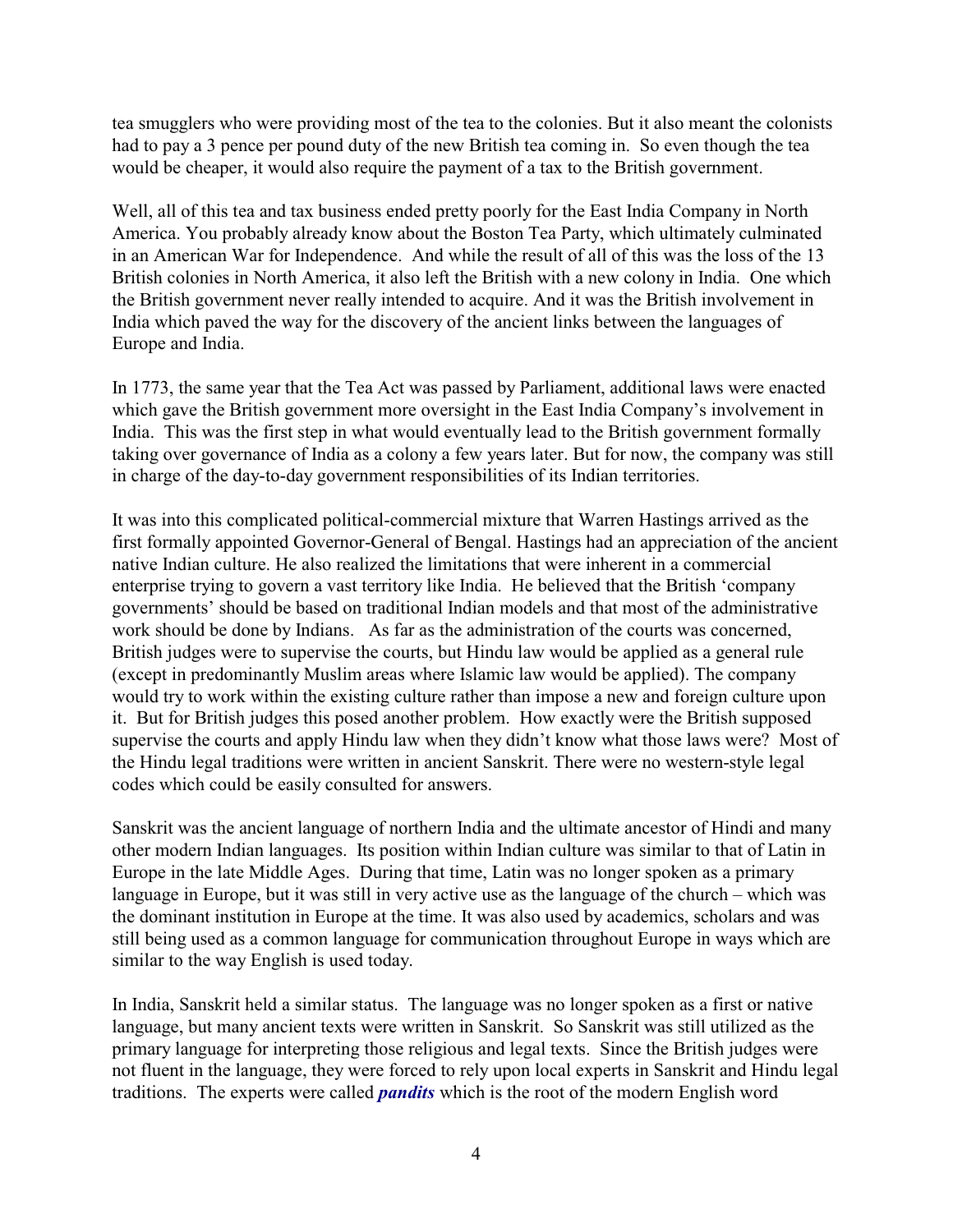tea smugglers who were providing most of the tea to the colonies. But it also meant the colonists had to pay a 3 pence per pound duty of the new British tea coming in. So even though the tea would be cheaper, it would also require the payment of a tax to the British government.

Well, all of this tea and tax business ended pretty poorly for the East India Company in North America. You probably already know about the Boston Tea Party, which ultimately culminated in an American War for Independence. And while the result of all of this was the loss of the 13 British colonies in North America, it also left the British with a new colony in India. One which the British government never really intended to acquire. And it was the British involvement in India which paved the way for the discovery of the ancient links between the languages of Europe and India.

In 1773, the same year that the Tea Act was passed by Parliament, additional laws were enacted which gave the British government more oversight in the East India Company's involvement in India. This was the first step in what would eventually lead to the British government formally taking over governance of India as a colony a few years later. But for now, the company was still in charge of the day-to-day government responsibilities of its Indian territories.

It was into this complicated political-commercial mixture that Warren Hastings arrived as the first formally appointed Governor-General of Bengal. Hastings had an appreciation of the ancient native Indian culture. He also realized the limitations that were inherent in a commercial enterprise trying to govern a vast territory like India. He believed that the British 'company governments' should be based on traditional Indian models and that most of the administrative work should be done by Indians. As far as the administration of the courts was concerned, British judges were to supervise the courts, but Hindu law would be applied as a general rule (except in predominantly Muslim areas where Islamic law would be applied). The company would try to work within the existing culture rather than impose a new and foreign culture upon it. But for British judges this posed another problem. How exactly were the British supposed supervise the courts and apply Hindu law when they didn't know what those laws were? Most of the Hindu legal traditions were written in ancient Sanskrit. There were no western-style legal codes which could be easily consulted for answers.

Sanskrit was the ancient language of northern India and the ultimate ancestor of Hindi and many other modern Indian languages. Its position within Indian culture was similar to that of Latin in Europe in the late Middle Ages. During that time, Latin was no longer spoken as a primary language in Europe, but it was still in very active use as the language of the church – which was the dominant institution in Europe at the time. It was also used by academics, scholars and was still being used as a common language for communication throughout Europe in ways which are similar to the way English is used today.

In India, Sanskrit held a similar status. The language was no longer spoken as a first or native language, but many ancient texts were written in Sanskrit. So Sanskrit was still utilized as the primary language for interpreting those religious and legal texts. Since the British judges were not fluent in the language, they were forced to rely upon local experts in Sanskrit and Hindu legal traditions. The experts were called ***pandits*** which is the root of the modern English word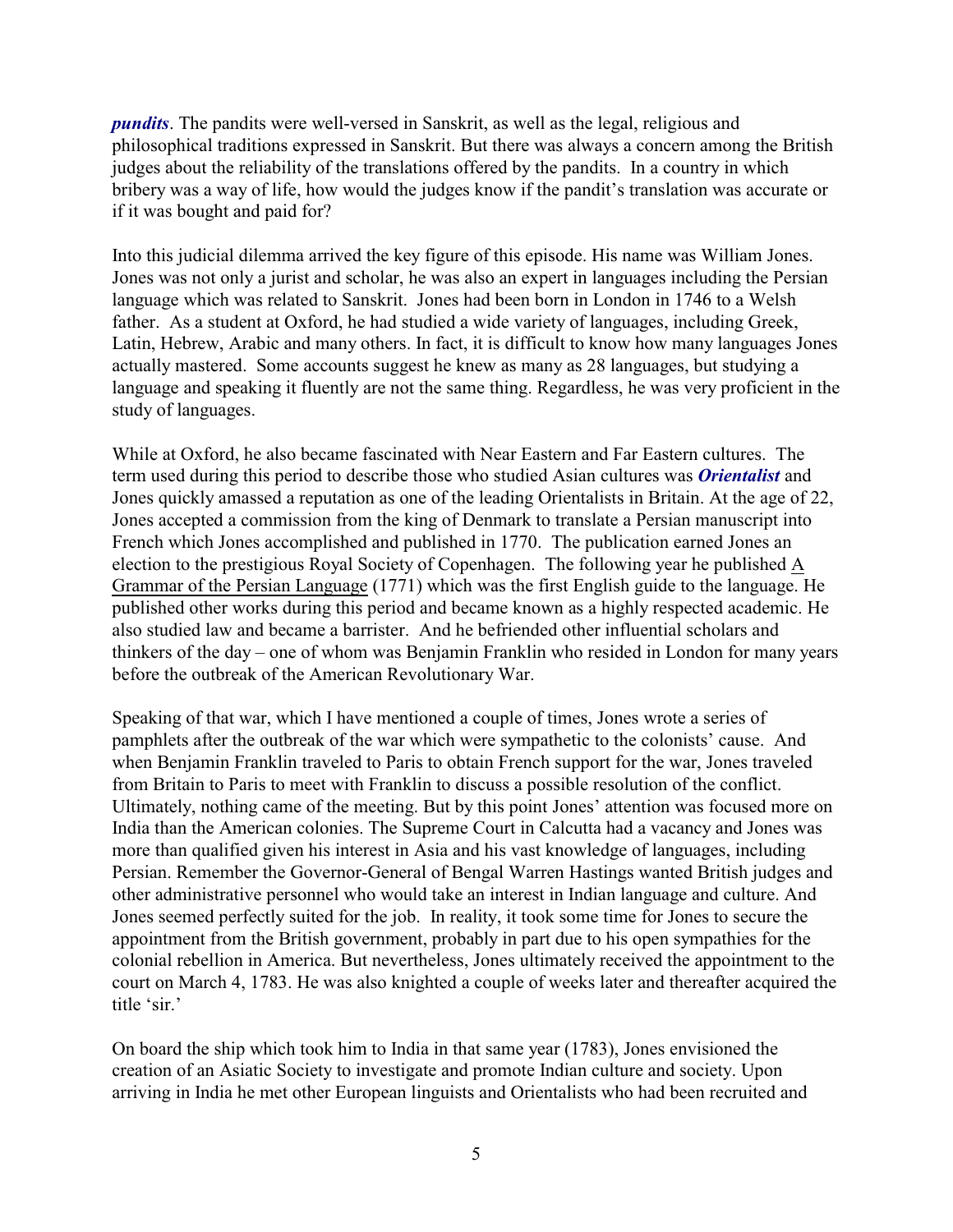***pundits***. The pandits were well-versed in Sanskrit, as well as the legal, religious and philosophical traditions expressed in Sanskrit. But there was always a concern among the British judges about the reliability of the translations offered by the pandits. In a country in which bribery was a way of life, how would the judges know if the pandit's translation was accurate or if it was bought and paid for?

Into this judicial dilemma arrived the key figure of this episode. His name was William Jones. Jones was not only a jurist and scholar, he was also an expert in languages including the Persian language which was related to Sanskrit. Jones had been born in London in 1746 to a Welsh father. As a student at Oxford, he had studied a wide variety of languages, including Greek, Latin, Hebrew, Arabic and many others. In fact, it is difficult to know how many languages Jones actually mastered. Some accounts suggest he knew as many as 28 languages, but studying a language and speaking it fluently are not the same thing. Regardless, he was very proficient in the study of languages.

While at Oxford, he also became fascinated with Near Eastern and Far Eastern cultures. The term used during this period to describe those who studied Asian cultures was ***Orientalist*** and Jones quickly amassed a reputation as one of the leading Orientalists in Britain. At the age of 22, Jones accepted a commission from the king of Denmark to translate a Persian manuscript into French which Jones accomplished and published in 1770. The publication earned Jones an election to the prestigious Royal Society of Copenhagen. The following year he published A Grammar of the Persian Language (1771) which was the first English guide to the language. He published other works during this period and became known as a highly respected academic. He also studied law and became a barrister. And he befriended other influential scholars and thinkers of the day – one of whom was Benjamin Franklin who resided in London for many years before the outbreak of the American Revolutionary War.

Speaking of that war, which I have mentioned a couple of times, Jones wrote a series of pamphlets after the outbreak of the war which were sympathetic to the colonists' cause. And when Benjamin Franklin traveled to Paris to obtain French support for the war, Jones traveled from Britain to Paris to meet with Franklin to discuss a possible resolution of the conflict. Ultimately, nothing came of the meeting. But by this point Jones' attention was focused more on India than the American colonies. The Supreme Court in Calcutta had a vacancy and Jones was more than qualified given his interest in Asia and his vast knowledge of languages, including Persian. Remember the Governor-General of Bengal Warren Hastings wanted British judges and other administrative personnel who would take an interest in Indian language and culture. And Jones seemed perfectly suited for the job. In reality, it took some time for Jones to secure the appointment from the British government, probably in part due to his open sympathies for the colonial rebellion in America. But nevertheless, Jones ultimately received the appointment to the court on March 4, 1783. He was also knighted a couple of weeks later and thereafter acquired the title 'sir.'

On board the ship which took him to India in that same year (1783), Jones envisioned the creation of an Asiatic Society to investigate and promote Indian culture and society. Upon arriving in India he met other European linguists and Orientalists who had been recruited and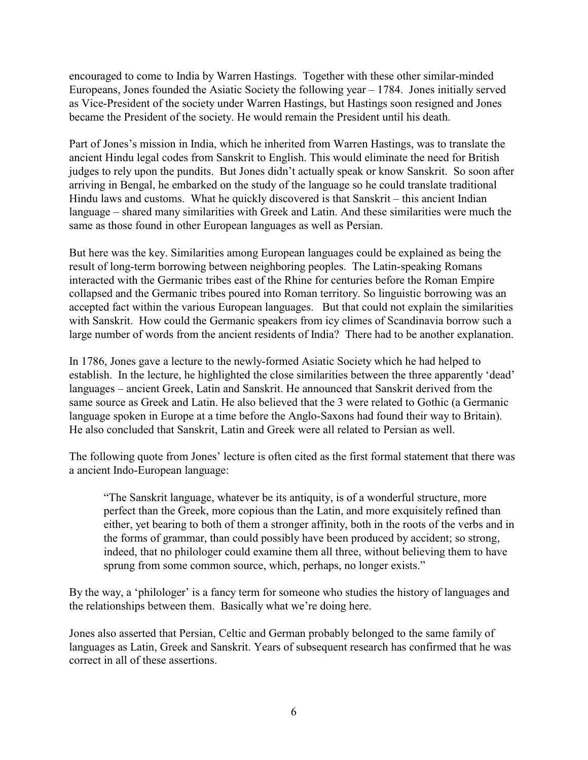encouraged to come to India by Warren Hastings. Together with these other similar-minded Europeans, Jones founded the Asiatic Society the following year – 1784. Jones initially served as Vice-President of the society under Warren Hastings, but Hastings soon resigned and Jones became the President of the society. He would remain the President until his death.

Part of Jones's mission in India, which he inherited from Warren Hastings, was to translate the ancient Hindu legal codes from Sanskrit to English. This would eliminate the need for British judges to rely upon the pundits. But Jones didn't actually speak or know Sanskrit. So soon after arriving in Bengal, he embarked on the study of the language so he could translate traditional Hindu laws and customs. What he quickly discovered is that Sanskrit – this ancient Indian language – shared many similarities with Greek and Latin. And these similarities were much the same as those found in other European languages as well as Persian.

But here was the key. Similarities among European languages could be explained as being the result of long-term borrowing between neighboring peoples. The Latin-speaking Romans interacted with the Germanic tribes east of the Rhine for centuries before the Roman Empire collapsed and the Germanic tribes poured into Roman territory. So linguistic borrowing was an accepted fact within the various European languages. But that could not explain the similarities with Sanskrit. How could the Germanic speakers from icy climes of Scandinavia borrow such a large number of words from the ancient residents of India? There had to be another explanation.

In 1786, Jones gave a lecture to the newly-formed Asiatic Society which he had helped to establish. In the lecture, he highlighted the close similarities between the three apparently 'dead' languages – ancient Greek, Latin and Sanskrit. He announced that Sanskrit derived from the same source as Greek and Latin. He also believed that the 3 were related to Gothic (a Germanic language spoken in Europe at a time before the Anglo-Saxons had found their way to Britain). He also concluded that Sanskrit, Latin and Greek were all related to Persian as well.

The following quote from Jones' lecture is often cited as the first formal statement that there was a ancient Indo-European language:

> "The Sanskrit language, whatever be its antiquity, is of a wonderful structure, more perfect than the Greek, more copious than the Latin, and more exquisitely refined than either, yet bearing to both of them a stronger affinity, both in the roots of the verbs and in the forms of grammar, than could possibly have been produced by accident; so strong, indeed, that no philologer could examine them all three, without believing them to have sprung from some common source, which, perhaps, no longer exists."

By the way, a 'philologer' is a fancy term for someone who studies the history of languages and the relationships between them. Basically what we're doing here.

Jones also asserted that Persian, Celtic and German probably belonged to the same family of languages as Latin, Greek and Sanskrit. Years of subsequent research has confirmed that he was correct in all of these assertions.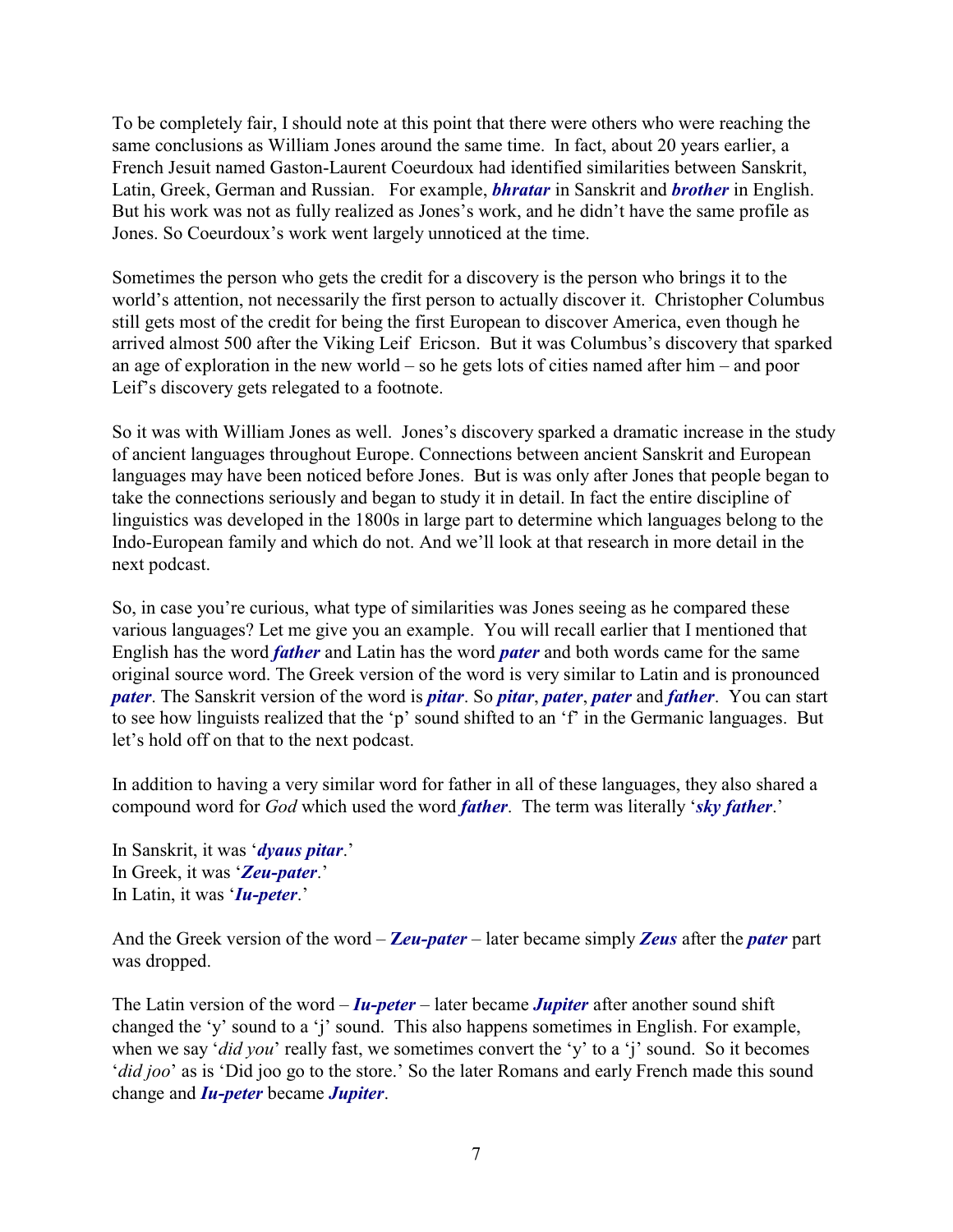To be completely fair, I should note at this point that there were others who were reaching the same conclusions as William Jones around the same time. In fact, about 20 years earlier, a French Jesuit named Gaston-Laurent Coeurdoux had identified similarities between Sanskrit, Latin, Greek, German and Russian. For example, ***bhratar*** in Sanskrit and ***brother*** in English. But his work was not as fully realized as Jones's work, and he didn't have the same profile as Jones. So Coeurdoux's work went largely unnoticed at the time.

Sometimes the person who gets the credit for a discovery is the person who brings it to the world's attention, not necessarily the first person to actually discover it. Christopher Columbus still gets most of the credit for being the first European to discover America, even though he arrived almost 500 after the Viking Leif Ericson. But it was Columbus's discovery that sparked an age of exploration in the new world – so he gets lots of cities named after him – and poor Leif's discovery gets relegated to a footnote.

So it was with William Jones as well. Jones's discovery sparked a dramatic increase in the study of ancient languages throughout Europe. Connections between ancient Sanskrit and European languages may have been noticed before Jones. But is was only after Jones that people began to take the connections seriously and began to study it in detail. In fact the entire discipline of linguistics was developed in the 1800s in large part to determine which languages belong to the Indo-European family and which do not. And we'll look at that research in more detail in the next podcast.

So, in case you're curious, what type of similarities was Jones seeing as he compared these various languages? Let me give you an example. You will recall earlier that I mentioned that English has the word ***father*** and Latin has the word ***pater*** and both words came for the same original source word. The Greek version of the word is very similar to Latin and is pronounced ***pater***. The Sanskrit version of the word is ***pitar***. So ***pitar***, ***pater***, ***pater*** and ***father***. You can start to see how linguists realized that the 'p' sound shifted to an 'f' in the Germanic languages. But let's hold off on that to the next podcast.

In addition to having a very similar word for father in all of these languages, they also shared a compound word for *God* which used the word ***father***. The term was literally '***sky father***.'

In Sanskrit, it was '***dyaus pitar***.'
In Greek, it was '***Zeu-pater***.'
In Latin, it was '***Iu-peter***.'

And the Greek version of the word – ***Zeu-pater*** – later became simply ***Zeus*** after the ***pater*** part was dropped.

The Latin version of the word – ***Iu-peter*** – later became ***Jupiter*** after another sound shift changed the 'y' sound to a 'j' sound. This also happens sometimes in English. For example, when we say '*did you*' really fast, we sometimes convert the 'y' to a 'j' sound. So it becomes '*did joo*' as is 'Did joo go to the store.' So the later Romans and early French made this sound change and ***Iu-peter*** became ***Jupiter***.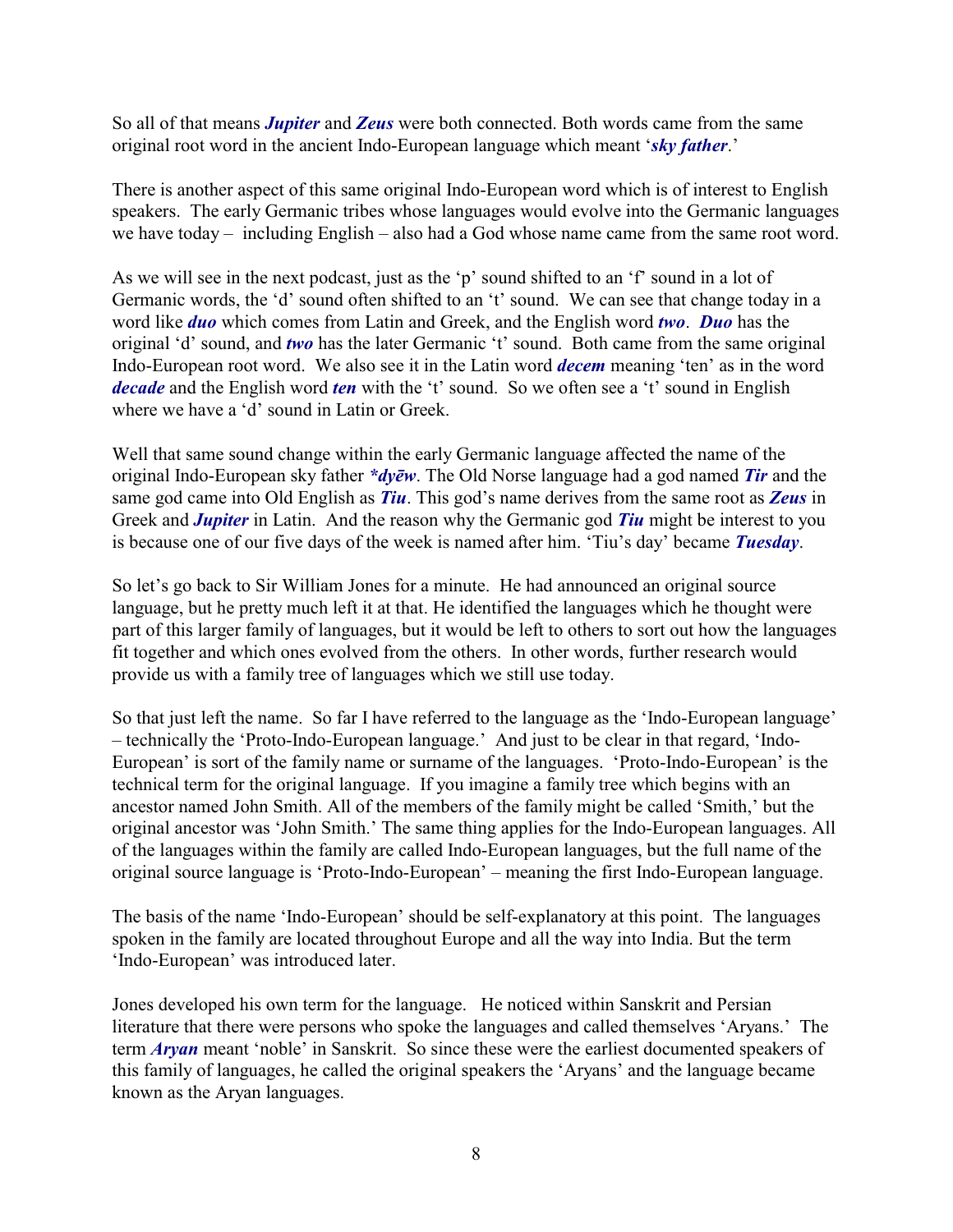So all of that means ***Jupiter*** and ***Zeus*** were both connected. Both words came from the same original root word in the ancient Indo-European language which meant '***sky father***.'

There is another aspect of this same original Indo-European word which is of interest to English speakers. The early Germanic tribes whose languages would evolve into the Germanic languages we have today – including English – also had a God whose name came from the same root word.

As we will see in the next podcast, just as the 'p' sound shifted to an 'f' sound in a lot of Germanic words, the 'd' sound often shifted to an 't' sound. We can see that change today in a word like ***duo*** which comes from Latin and Greek, and the English word ***two***. ***Duo*** has the original 'd' sound, and ***two*** has the later Germanic 't' sound. Both came from the same original Indo-European root word. We also see it in the Latin word ***decem*** meaning 'ten' as in the word ***decade*** and the English word ***ten*** with the 't' sound. So we often see a 't' sound in English where we have a 'd' sound in Latin or Greek.

Well that same sound change within the early Germanic language affected the name of the original Indo-European sky father ***\*dyēw***. The Old Norse language had a god named ***Tir*** and the same god came into Old English as ***Tiu***. This god's name derives from the same root as ***Zeus*** in Greek and ***Jupiter*** in Latin. And the reason why the Germanic god ***Tiu*** might be interest to you is because one of our five days of the week is named after him. 'Tiu's day' became ***Tuesday***.

So let's go back to Sir William Jones for a minute. He had announced an original source language, but he pretty much left it at that. He identified the languages which he thought were part of this larger family of languages, but it would be left to others to sort out how the languages fit together and which ones evolved from the others. In other words, further research would provide us with a family tree of languages which we still use today.

So that just left the name. So far I have referred to the language as the 'Indo-European language' – technically the 'Proto-Indo-European language.' And just to be clear in that regard, 'Indo-European' is sort of the family name or surname of the languages. 'Proto-Indo-European' is the technical term for the original language. If you imagine a family tree which begins with an ancestor named John Smith. All of the members of the family might be called 'Smith,' but the original ancestor was 'John Smith.' The same thing applies for the Indo-European languages. All of the languages within the family are called Indo-European languages, but the full name of the original source language is 'Proto-Indo-European' – meaning the first Indo-European language.

The basis of the name 'Indo-European' should be self-explanatory at this point. The languages spoken in the family are located throughout Europe and all the way into India. But the term 'Indo-European' was introduced later.

Jones developed his own term for the language. He noticed within Sanskrit and Persian literature that there were persons who spoke the languages and called themselves 'Aryans.' The term ***Aryan*** meant 'noble' in Sanskrit. So since these were the earliest documented speakers of this family of languages, he called the original speakers the 'Aryans' and the language became known as the Aryan languages.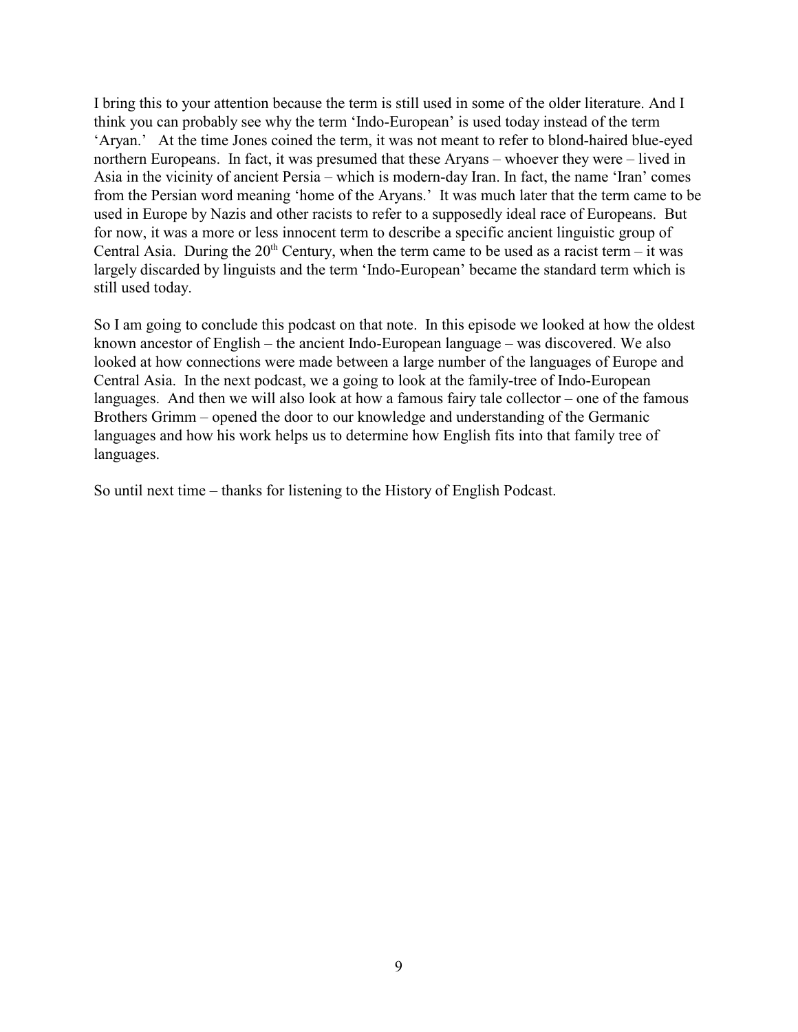I bring this to your attention because the term is still used in some of the older literature. And I think you can probably see why the term 'Indo-European' is used today instead of the term 'Aryan.' At the time Jones coined the term, it was not meant to refer to blond-haired blue-eyed northern Europeans. In fact, it was presumed that these Aryans – whoever they were – lived in Asia in the vicinity of ancient Persia – which is modern-day Iran. In fact, the name 'Iran' comes from the Persian word meaning 'home of the Aryans.' It was much later that the term came to be used in Europe by Nazis and other racists to refer to a supposedly ideal race of Europeans. But for now, it was a more or less innocent term to describe a specific ancient linguistic group of Central Asia. During the 20th Century, when the term came to be used as a racist term – it was largely discarded by linguists and the term 'Indo-European' became the standard term which is still used today.

So I am going to conclude this podcast on that note. In this episode we looked at how the oldest known ancestor of English – the ancient Indo-European language – was discovered. We also looked at how connections were made between a large number of the languages of Europe and Central Asia. In the next podcast, we a going to look at the family-tree of Indo-European languages. And then we will also look at how a famous fairy tale collector – one of the famous Brothers Grimm – opened the door to our knowledge and understanding of the Germanic languages and how his work helps us to determine how English fits into that family tree of languages.

So until next time – thanks for listening to the History of English Podcast.